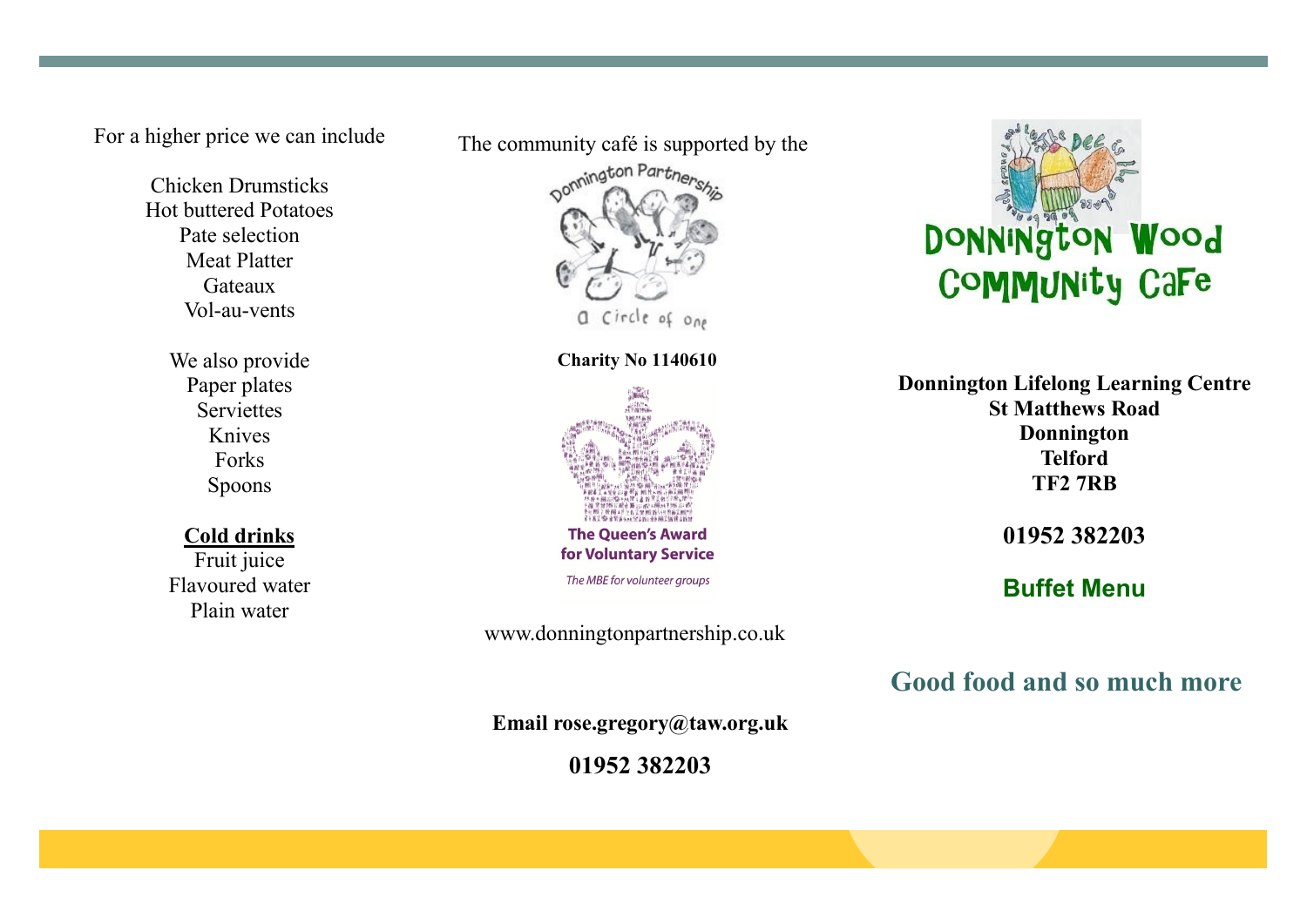For a higher price we can include

Chicken Drumsticks
Hot buttered Potatoes
Pate selection
Meat Platter
Gateaux
Vol-au-vents

We also provide
Paper plates
Serviettes
Knives
Forks
Spoons

**Cold drinks**

Fruit juice
Flavoured water
Plain water

The community café is supported by the

Donnington Partnership

a Circle of One

**Charity No 1140610**

The Queen's Award for Voluntary Service

*The MBE for volunteer groups*

www.donningtonpartnership.co.uk

**Email rose.gregory@taw.org.uk**

**01952 382203**

# Donnington Wood Community Cafe

**Donnington Lifelong Learning Centre**
**St Matthews Road**
**Donnington**
**Telford**
**TF2 7RB**

**01952 382203**

## Buffet Menu

## Good food and so much more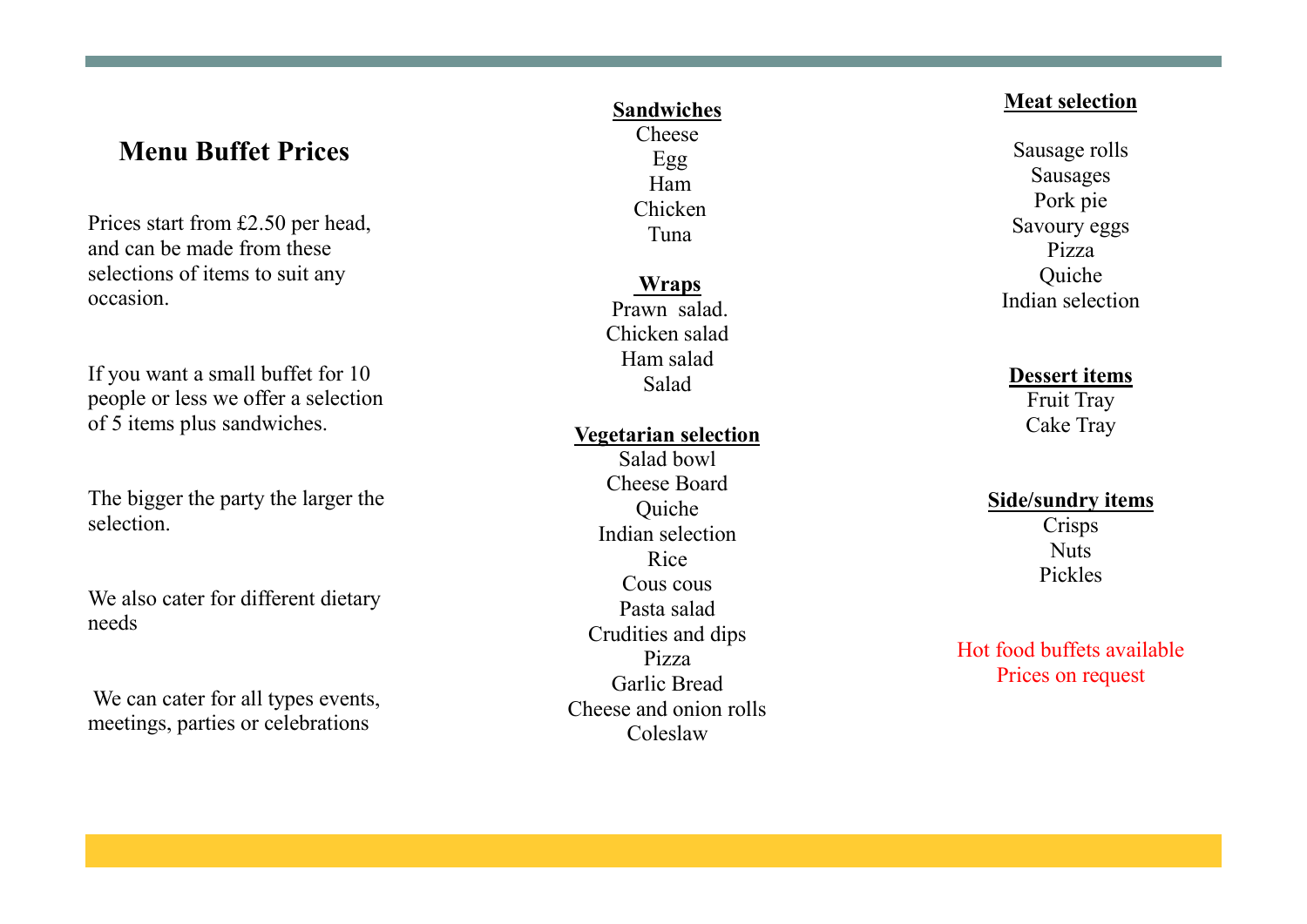## Menu Buffet Prices

Prices start from £2.50 per head, and can be made from these selections of items to suit any occasion.

If you want a small buffet for 10 people or less we offer a selection of 5 items plus sandwiches.

The bigger the party the larger the selection.

We also cater for different dietary needs

We can cater for all types events, meetings, parties or celebrations

**Sandwiches**

Cheese
Egg
Ham
Chicken
Tuna

**Wraps**

Prawn salad.
Chicken salad
Ham salad
Salad

**Vegetarian selection**

Salad bowl
Cheese Board
Quiche
Indian selection
Rice
Cous cous
Pasta salad
Crudities and dips
Pizza
Garlic Bread
Cheese and onion rolls
Coleslaw

**Meat selection**

Sausage rolls
Sausages
Pork pie
Savoury eggs
Pizza
Quiche
Indian selection

**Dessert items**

Fruit Tray
Cake Tray

**Side/sundry items**

Crisps
Nuts
Pickles

Hot food buffets available
Prices on request